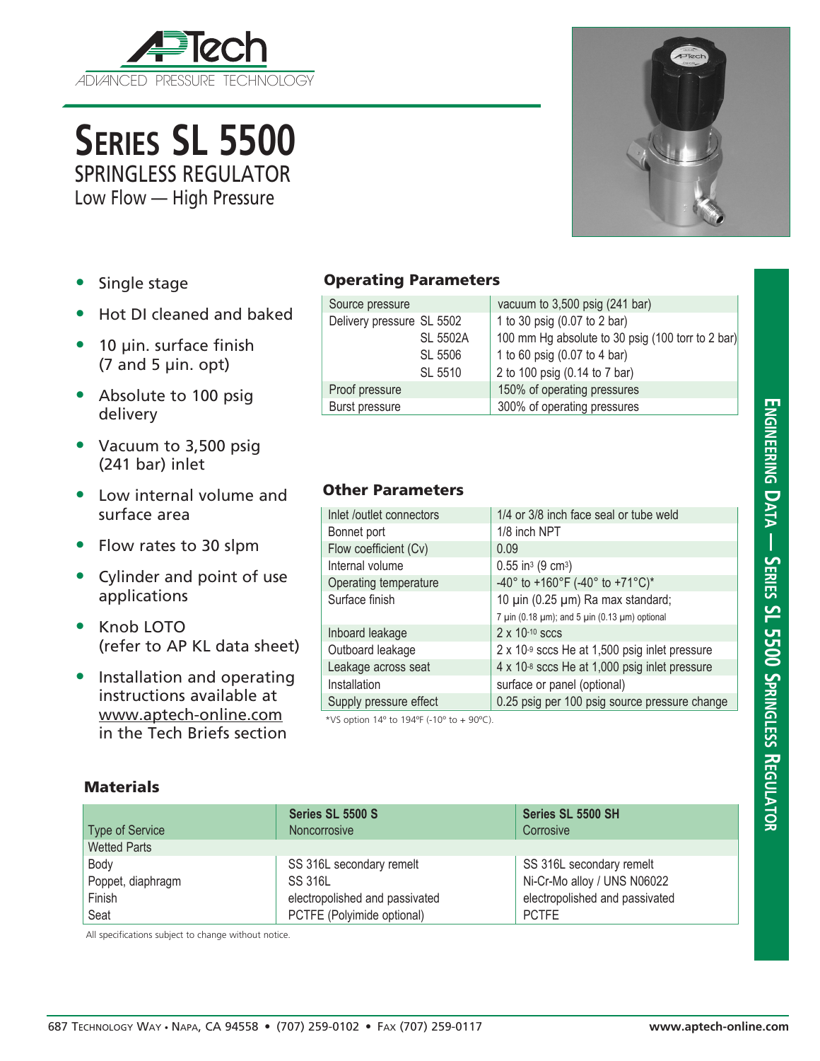APTech
ADVANCED PRESSURE TECHNOLOGY

# Series SL 5500

## SPRINGLESS REGULATOR

### Low Flow — High Pressure

- Single stage
- Hot DI cleaned and baked
- 10 µin. surface finish (7 and 5 µin. opt)
- Absolute to 100 psig delivery
- Vacuum to 3,500 psig (241 bar) inlet
- Low internal volume and surface area
- Flow rates to 30 slpm
- Cylinder and point of use applications
- Knob LOTO (refer to AP KL data sheet)
- Installation and operating instructions available at www.aptech-online.com in the Tech Briefs section

### Operating Parameters

| | | |
|---|---|---|
| Source pressure | | vacuum to 3,500 psig (241 bar) |
| Delivery pressure | SL 5502 | 1 to 30 psig (0.07 to 2 bar) |
| | SL 5502A | 100 mm Hg absolute to 30 psig (100 torr to 2 bar) |
| | SL 5506 | 1 to 60 psig (0.07 to 4 bar) |
| | SL 5510 | 2 to 100 psig (0.14 to 7 bar) |
| Proof pressure | | 150% of operating pressures |
| Burst pressure | | 300% of operating pressures |

### Other Parameters

| | |
|---|---|
| Inlet /outlet connectors | 1/4 or 3/8 inch face seal or tube weld |
| Bonnet port | 1/8 inch NPT |
| Flow coefficient (Cv) | 0.09 |
| Internal volume | 0.55 in$^3$ (9 cm$^3$) |
| Operating temperature | -40° to +160°F (-40° to +71°C)* |
| Surface finish | 10 µin (0.25 µm) Ra max standard; 7 µin (0.18 µm); and 5 µin (0.13 µm) optional |
| Inboard leakage | 2 x 10$^{-10}$ sccs |
| Outboard leakage | 2 x 10$^{-9}$ sccs He at 1,500 psig inlet pressure |
| Leakage across seat | 4 x 10$^{-8}$ sccs He at 1,000 psig inlet pressure |
| Installation | surface or panel (optional) |
| Supply pressure effect | 0.25 psig per 100 psig source pressure change |

*VS option 14º to 194ºF (-10º to + 90ºC).

### Materials

| Type of Service | Series SL 5500 S Noncorrosive | Series SL 5500 SH Corrosive |
|---|---|---|
| Wetted Parts | | |
| Body | SS 316L secondary remelt | SS 316L secondary remelt |
| Poppet, diaphragm | SS 316L | Ni-Cr-Mo alloy / UNS N06022 |
| Finish | electropolished and passivated | electropolished and passivated |
| Seat | PCTFE (Polyimide optional) | PCTFE |

All specifications subject to change without notice.

ENGINEERING DATA — SERIES SL 5500 SPRINGLESS REGULATOR

687 Technology Way • Napa, CA 94558 • (707) 259-0102 • Fax (707) 259-0117 www.aptech-online.com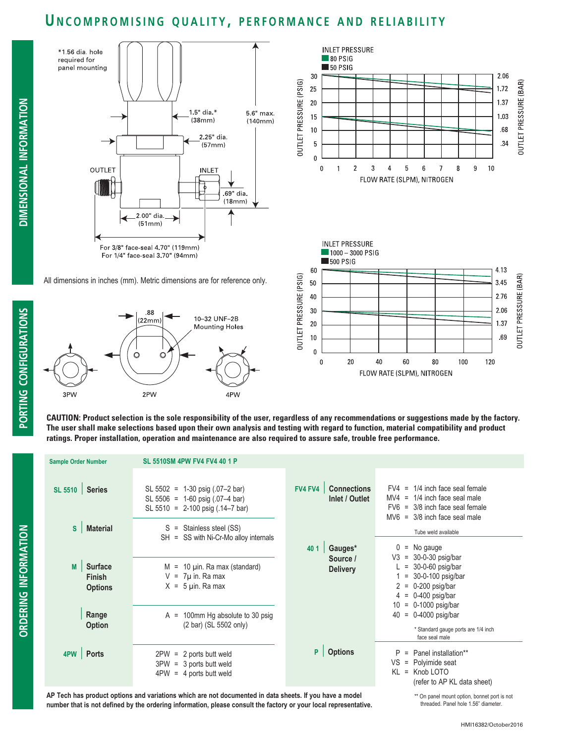## UNCOMPROMISING QUALITY, PERFORMANCE AND RELIABILITY

DIMENSIONAL INFORMATION

*1.56 dia. hole required for panel mounting

1.5" dia.* (38mm)

5.6" max. (140mm)

2.25" dia. (57mm)

OUTLET

INLET

.69" dia. (18mm)

2.00" dia. (51mm)

For 3/8" face-seal 4.70" (119mm)
For 1/4" face-seal 3.70" (94mm)

All dimensions in inches (mm). Metric dimensions are for reference only.

INLET PRESSURE
80 PSIG
50 PSIG

OUTLET PRESSURE (PSIG)
30
25
20
15
10
5
0

OUTLET PRESSURE (BAR)
2.06
1.72
1.37
1.03
.68
.34

0 1 2 3 4 5 6 7 8 9 10
FLOW RATE (SLPM), NITROGEN

INLET PRESSURE
1000 – 3000 PSIG
500 PSIG

OUTLET PRESSURE (PSIG)
60
50
40
30
20
10
0

OUTLET PRESSURE (BAR)
4.13
3.45
2.76
2.06
1.37
.69

0 20 40 60 80 100 120
FLOW RATE (SLPM), NITROGEN

PORTING CONFIGURATIONS

.88 (22mm)

10–32 UNF–2B Mounting Holes

3PW 2PW 4PW

**CAUTION: Product selection is the sole responsibility of the user, regardless of any recommendations or suggestions made by the factory. The user shall make selections based upon their own analysis and testing with regard to function, material compatibility and product ratings. Proper installation, operation and maintenance are also required to assure safe, trouble free performance.**

## ORDERING INFORMATION

**Sample Order Number** SL 5510SM 4PW FV4 FV4 40 1 P

| Code | Category | Options |
|---|---|---|
| SL 5510 | **Series** | SL 5502 = 1-30 psig (.07–2 bar)<br>SL 5506 = 1-60 psig (.07–4 bar)<br>SL 5510 = 2-100 psig (.14–7 bar) |
| S | **Material** | S = Stainless steel (SS)<br>SH = SS with Ni-Cr-Mo alloy internals |
| M | **Surface Finish Options** | M = 10 µin. Ra max (standard)<br>V = 7µ in. Ra max<br>X = 5 µin. Ra max |
| | **Range Option** | A = 100mm Hg absolute to 30 psig (2 bar) (SL 5502 only) |
| 4PW | **Ports** | 2PW = 2 ports butt weld<br>3PW = 3 ports butt weld<br>4PW = 4 ports butt weld |
| FV4 FV4 | **Connections Inlet / Outlet** | FV4 = 1/4 inch face seal female<br>MV4 = 1/4 inch face seal male<br>FV6 = 3/8 inch face seal female<br>MV6 = 3/8 inch face seal male<br>Tube weld available |
| 40 1 | **Gauges* Source / Delivery** | 0 = No gauge<br>V3 = 30-0-30 psig/bar<br>L = 30-0-60 psig/bar<br>1 = 30-0-100 psig/bar<br>2 = 0-200 psig/bar<br>4 = 0-400 psig/bar<br>10 = 0-1000 psig/bar<br>40 = 0-4000 psig/bar<br>* Standard gauge ports are 1/4 inch face seal male |
| P | **Options** | P = Panel installation**<br>VS = Polyimide seat<br>KL = Knob LOTO (refer to AP KL data sheet) |

** On panel mount option, bonnet port is not threaded. Panel hole 1.56" diameter.

**AP Tech has product options and variations which are not documented in data sheets. If you have a model number that is not defined by the ordering information, please consult the factory or your local representative.**

HMI16382/October2016